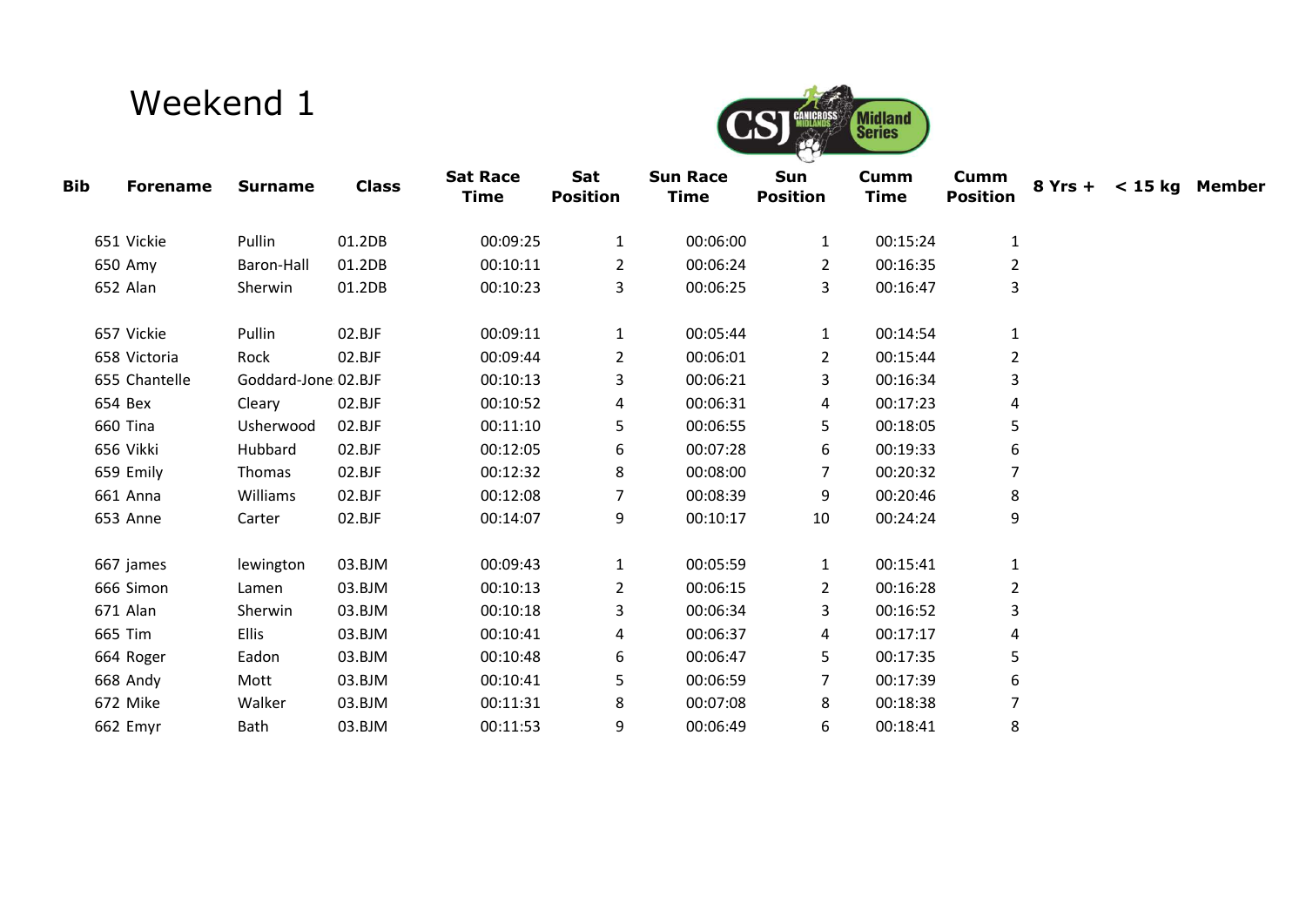# Weekend 1

| Bib | Forename | Surname | Class | Sat Race Time | Sat Position | Sun Race Time | Sun Position | Cumm Time | Cumm Position | 8 Yrs + | < 15 kg | Member |
|---|---|---|---|---|---|---|---|---|---|---|---|---|
| 651 | Vickie | Pullin | 01.2DB | 00:09:25 | 1 | 00:06:00 | 1 | 00:15:24 | 1 | | | |
| 650 | Amy | Baron-Hall | 01.2DB | 00:10:11 | 2 | 00:06:24 | 2 | 00:16:35 | 2 | | | |
| 652 | Alan | Sherwin | 01.2DB | 00:10:23 | 3 | 00:06:25 | 3 | 00:16:47 | 3 | | | |
| | | | | | | | | | | | | |
| 657 | Vickie | Pullin | 02.BJF | 00:09:11 | 1 | 00:05:44 | 1 | 00:14:54 | 1 | | | |
| 658 | Victoria | Rock | 02.BJF | 00:09:44 | 2 | 00:06:01 | 2 | 00:15:44 | 2 | | | |
| 655 | Chantelle | Goddard-Jone | 02.BJF | 00:10:13 | 3 | 00:06:21 | 3 | 00:16:34 | 3 | | | |
| 654 | Bex | Cleary | 02.BJF | 00:10:52 | 4 | 00:06:31 | 4 | 00:17:23 | 4 | | | |
| 660 | Tina | Usherwood | 02.BJF | 00:11:10 | 5 | 00:06:55 | 5 | 00:18:05 | 5 | | | |
| 656 | Vikki | Hubbard | 02.BJF | 00:12:05 | 6 | 00:07:28 | 6 | 00:19:33 | 6 | | | |
| 659 | Emily | Thomas | 02.BJF | 00:12:32 | 8 | 00:08:00 | 7 | 00:20:32 | 7 | | | |
| 661 | Anna | Williams | 02.BJF | 00:12:08 | 7 | 00:08:39 | 9 | 00:20:46 | 8 | | | |
| 653 | Anne | Carter | 02.BJF | 00:14:07 | 9 | 00:10:17 | 10 | 00:24:24 | 9 | | | |
| | | | | | | | | | | | | |
| 667 | james | lewington | 03.BJM | 00:09:43 | 1 | 00:05:59 | 1 | 00:15:41 | 1 | | | |
| 666 | Simon | Lamen | 03.BJM | 00:10:13 | 2 | 00:06:15 | 2 | 00:16:28 | 2 | | | |
| 671 | Alan | Sherwin | 03.BJM | 00:10:18 | 3 | 00:06:34 | 3 | 00:16:52 | 3 | | | |
| 665 | Tim | Ellis | 03.BJM | 00:10:41 | 4 | 00:06:37 | 4 | 00:17:17 | 4 | | | |
| 664 | Roger | Eadon | 03.BJM | 00:10:48 | 6 | 00:06:47 | 5 | 00:17:35 | 5 | | | |
| 668 | Andy | Mott | 03.BJM | 00:10:41 | 5 | 00:06:59 | 7 | 00:17:39 | 6 | | | |
| 672 | Mike | Walker | 03.BJM | 00:11:31 | 8 | 00:07:08 | 8 | 00:18:38 | 7 | | | |
| 662 | Emyr | Bath | 03.BJM | 00:11:53 | 9 | 00:06:49 | 6 | 00:18:41 | 8 | | | |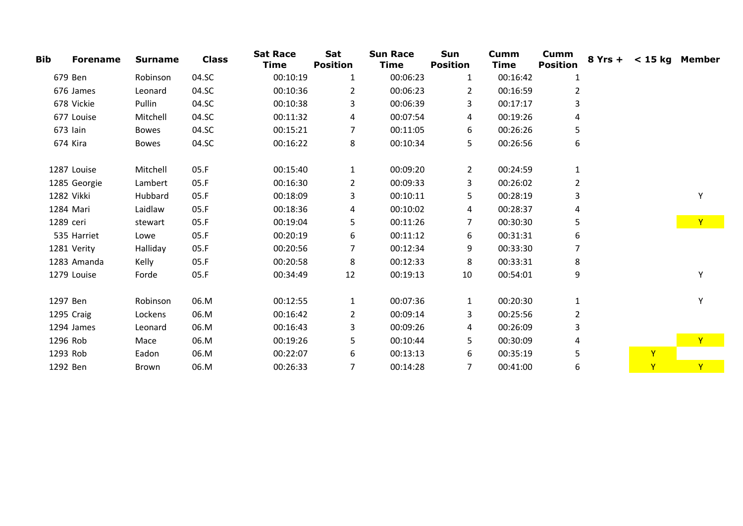| Bib | Forename | Surname | Class | Sat Race Time | Sat Position | Sun Race Time | Sun Position | Cumm Time | Cumm Position | 8 Yrs + | < 15 kg | Member |
|---|---|---|---|---|---|---|---|---|---|---|---|---|
| 679 | Ben | Robinson | 04.SC | 00:10:19 | 1 | 00:06:23 | 1 | 00:16:42 | 1 | | | |
| 676 | James | Leonard | 04.SC | 00:10:36 | 2 | 00:06:23 | 2 | 00:16:59 | 2 | | | |
| 678 | Vickie | Pullin | 04.SC | 00:10:38 | 3 | 00:06:39 | 3 | 00:17:17 | 3 | | | |
| 677 | Louise | Mitchell | 04.SC | 00:11:32 | 4 | 00:07:54 | 4 | 00:19:26 | 4 | | | |
| 673 | Iain | Bowes | 04.SC | 00:15:21 | 7 | 00:11:05 | 6 | 00:26:26 | 5 | | | |
| 674 | Kira | Bowes | 04.SC | 00:16:22 | 8 | 00:10:34 | 5 | 00:26:56 | 6 | | | |
| | | | | | | | | | | | | |
| 1287 | Louise | Mitchell | 05.F | 00:15:40 | 1 | 00:09:20 | 2 | 00:24:59 | 1 | | | |
| 1285 | Georgie | Lambert | 05.F | 00:16:30 | 2 | 00:09:33 | 3 | 00:26:02 | 2 | | | |
| 1282 | Vikki | Hubbard | 05.F | 00:18:09 | 3 | 00:10:11 | 5 | 00:28:19 | 3 | | | Y |
| 1284 | Mari | Laidlaw | 05.F | 00:18:36 | 4 | 00:10:02 | 4 | 00:28:37 | 4 | | | |
| 1289 | ceri | stewart | 05.F | 00:19:04 | 5 | 00:11:26 | 7 | 00:30:30 | 5 | | | Y |
| 535 | Harriet | Lowe | 05.F | 00:20:19 | 6 | 00:11:12 | 6 | 00:31:31 | 6 | | | |
| 1281 | Verity | Halliday | 05.F | 00:20:56 | 7 | 00:12:34 | 9 | 00:33:30 | 7 | | | |
| 1283 | Amanda | Kelly | 05.F | 00:20:58 | 8 | 00:12:33 | 8 | 00:33:31 | 8 | | | |
| 1279 | Louise | Forde | 05.F | 00:34:49 | 12 | 00:19:13 | 10 | 00:54:01 | 9 | | | Y |
| | | | | | | | | | | | | |
| 1297 | Ben | Robinson | 06.M | 00:12:55 | 1 | 00:07:36 | 1 | 00:20:30 | 1 | | | Y |
| 1295 | Craig | Lockens | 06.M | 00:16:42 | 2 | 00:09:14 | 3 | 00:25:56 | 2 | | | |
| 1294 | James | Leonard | 06.M | 00:16:43 | 3 | 00:09:26 | 4 | 00:26:09 | 3 | | | |
| 1296 | Rob | Mace | 06.M | 00:19:26 | 5 | 00:10:44 | 5 | 00:30:09 | 4 | | | Y |
| 1293 | Rob | Eadon | 06.M | 00:22:07 | 6 | 00:13:13 | 6 | 00:35:19 | 5 | | Y | |
| 1292 | Ben | Brown | 06.M | 00:26:33 | 7 | 00:14:28 | 7 | 00:41:00 | 6 | | Y | Y |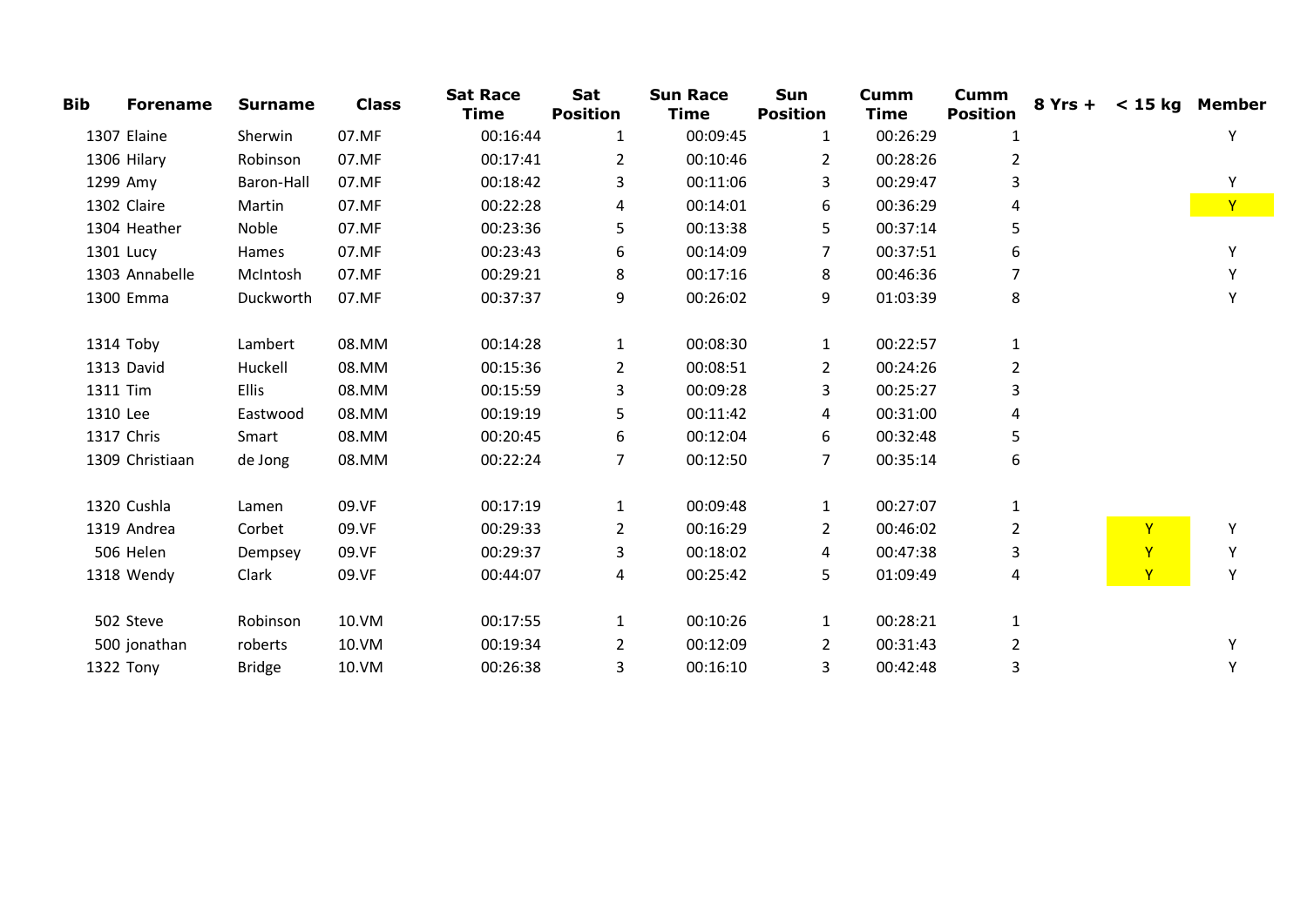| Bib | Forename | Surname | Class | Sat Race Time | Sat Position | Sun Race Time | Sun Position | Cumm Time | Cumm Position | 8 Yrs + | < 15 kg | Member |
|---|---|---|---|---|---|---|---|---|---|---|---|---|
| 1307 | Elaine | Sherwin | 07.MF | 00:16:44 | 1 | 00:09:45 | 1 | 00:26:29 | 1 | | | Y |
| 1306 | Hilary | Robinson | 07.MF | 00:17:41 | 2 | 00:10:46 | 2 | 00:28:26 | 2 | | | |
| 1299 | Amy | Baron-Hall | 07.MF | 00:18:42 | 3 | 00:11:06 | 3 | 00:29:47 | 3 | | | Y |
| 1302 | Claire | Martin | 07.MF | 00:22:28 | 4 | 00:14:01 | 6 | 00:36:29 | 4 | | | Y |
| 1304 | Heather | Noble | 07.MF | 00:23:36 | 5 | 00:13:38 | 5 | 00:37:14 | 5 | | | |
| 1301 | Lucy | Hames | 07.MF | 00:23:43 | 6 | 00:14:09 | 7 | 00:37:51 | 6 | | | Y |
| 1303 | Annabelle | McIntosh | 07.MF | 00:29:21 | 8 | 00:17:16 | 8 | 00:46:36 | 7 | | | Y |
| 1300 | Emma | Duckworth | 07.MF | 00:37:37 | 9 | 00:26:02 | 9 | 01:03:39 | 8 | | | Y |
| | | | | | | | | | | | | |
| 1314 | Toby | Lambert | 08.MM | 00:14:28 | 1 | 00:08:30 | 1 | 00:22:57 | 1 | | | |
| 1313 | David | Huckell | 08.MM | 00:15:36 | 2 | 00:08:51 | 2 | 00:24:26 | 2 | | | |
| 1311 | Tim | Ellis | 08.MM | 00:15:59 | 3 | 00:09:28 | 3 | 00:25:27 | 3 | | | |
| 1310 | Lee | Eastwood | 08.MM | 00:19:19 | 5 | 00:11:42 | 4 | 00:31:00 | 4 | | | |
| 1317 | Chris | Smart | 08.MM | 00:20:45 | 6 | 00:12:04 | 6 | 00:32:48 | 5 | | | |
| 1309 | Christiaan | de Jong | 08.MM | 00:22:24 | 7 | 00:12:50 | 7 | 00:35:14 | 6 | | | |
| | | | | | | | | | | | | |
| 1320 | Cushla | Lamen | 09.VF | 00:17:19 | 1 | 00:09:48 | 1 | 00:27:07 | 1 | | | |
| 1319 | Andrea | Corbet | 09.VF | 00:29:33 | 2 | 00:16:29 | 2 | 00:46:02 | 2 | | Y | Y |
| 506 | Helen | Dempsey | 09.VF | 00:29:37 | 3 | 00:18:02 | 4 | 00:47:38 | 3 | | Y | Y |
| 1318 | Wendy | Clark | 09.VF | 00:44:07 | 4 | 00:25:42 | 5 | 01:09:49 | 4 | | Y | Y |
| | | | | | | | | | | | | |
| 502 | Steve | Robinson | 10.VM | 00:17:55 | 1 | 00:10:26 | 1 | 00:28:21 | 1 | | | |
| 500 | jonathan | roberts | 10.VM | 00:19:34 | 2 | 00:12:09 | 2 | 00:31:43 | 2 | | | Y |
| 1322 | Tony | Bridge | 10.VM | 00:26:38 | 3 | 00:16:10 | 3 | 00:42:48 | 3 | | | Y |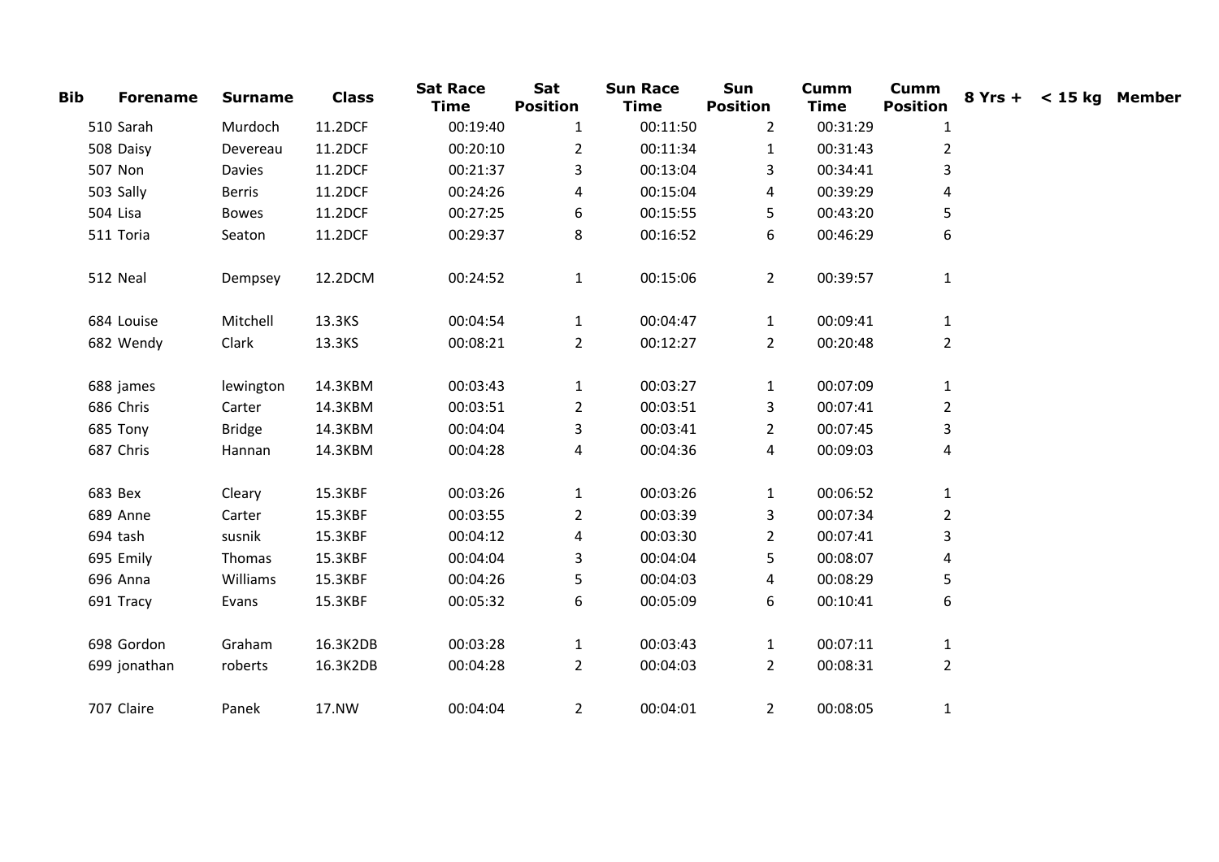| Bib | Forename | Surname | Class | Sat Race Time | Sat Position | Sun Race Time | Sun Position | Cumm Time | Cumm Position | 8 Yrs + | < 15 kg | Member |
|---|---|---|---|---|---|---|---|---|---|---|---|---|
| 510 | Sarah | Murdoch | 11.2DCF | 00:19:40 | 1 | 00:11:50 | 2 | 00:31:29 | 1 | | | |
| 508 | Daisy | Devereau | 11.2DCF | 00:20:10 | 2 | 00:11:34 | 1 | 00:31:43 | 2 | | | |
| 507 | Non | Davies | 11.2DCF | 00:21:37 | 3 | 00:13:04 | 3 | 00:34:41 | 3 | | | |
| 503 | Sally | Berris | 11.2DCF | 00:24:26 | 4 | 00:15:04 | 4 | 00:39:29 | 4 | | | |
| 504 | Lisa | Bowes | 11.2DCF | 00:27:25 | 6 | 00:15:55 | 5 | 00:43:20 | 5 | | | |
| 511 | Toria | Seaton | 11.2DCF | 00:29:37 | 8 | 00:16:52 | 6 | 00:46:29 | 6 | | | |
| | | | | | | | | | | | | |
| 512 | Neal | Dempsey | 12.2DCM | 00:24:52 | 1 | 00:15:06 | 2 | 00:39:57 | 1 | | | |
| | | | | | | | | | | | | |
| 684 | Louise | Mitchell | 13.3KS | 00:04:54 | 1 | 00:04:47 | 1 | 00:09:41 | 1 | | | |
| 682 | Wendy | Clark | 13.3KS | 00:08:21 | 2 | 00:12:27 | 2 | 00:20:48 | 2 | | | |
| | | | | | | | | | | | | |
| 688 | james | lewington | 14.3KBM | 00:03:43 | 1 | 00:03:27 | 1 | 00:07:09 | 1 | | | |
| 686 | Chris | Carter | 14.3KBM | 00:03:51 | 2 | 00:03:51 | 3 | 00:07:41 | 2 | | | |
| 685 | Tony | Bridge | 14.3KBM | 00:04:04 | 3 | 00:03:41 | 2 | 00:07:45 | 3 | | | |
| 687 | Chris | Hannan | 14.3KBM | 00:04:28 | 4 | 00:04:36 | 4 | 00:09:03 | 4 | | | |
| | | | | | | | | | | | | |
| 683 | Bex | Cleary | 15.3KBF | 00:03:26 | 1 | 00:03:26 | 1 | 00:06:52 | 1 | | | |
| 689 | Anne | Carter | 15.3KBF | 00:03:55 | 2 | 00:03:39 | 3 | 00:07:34 | 2 | | | |
| 694 | tash | susnik | 15.3KBF | 00:04:12 | 4 | 00:03:30 | 2 | 00:07:41 | 3 | | | |
| 695 | Emily | Thomas | 15.3KBF | 00:04:04 | 3 | 00:04:04 | 5 | 00:08:07 | 4 | | | |
| 696 | Anna | Williams | 15.3KBF | 00:04:26 | 5 | 00:04:03 | 4 | 00:08:29 | 5 | | | |
| 691 | Tracy | Evans | 15.3KBF | 00:05:32 | 6 | 00:05:09 | 6 | 00:10:41 | 6 | | | |
| | | | | | | | | | | | | |
| 698 | Gordon | Graham | 16.3K2DB | 00:03:28 | 1 | 00:03:43 | 1 | 00:07:11 | 1 | | | |
| 699 | jonathan | roberts | 16.3K2DB | 00:04:28 | 2 | 00:04:03 | 2 | 00:08:31 | 2 | | | |
| | | | | | | | | | | | | |
| 707 | Claire | Panek | 17.NW | 00:04:04 | 2 | 00:04:01 | 2 | 00:08:05 | 1 | | | |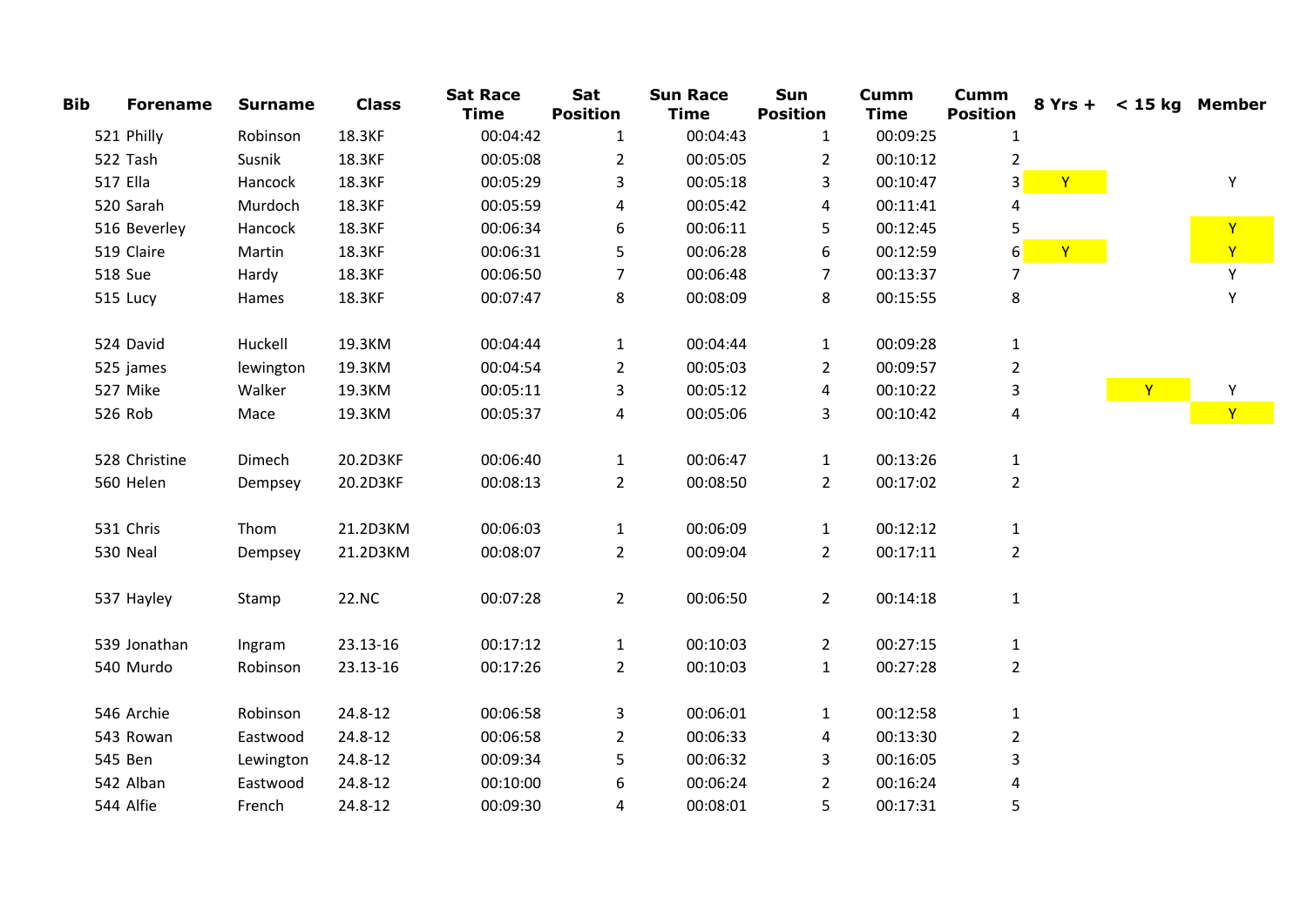| Bib | Forename | Surname | Class | Sat Race Time | Sat Position | Sun Race Time | Sun Position | Cumm Time | Cumm Position | 8 Yrs + | < 15 kg | Member |
|---|---|---|---|---|---|---|---|---|---|---|---|---|
| 521 | Philly | Robinson | 18.3KF | 00:04:42 | 1 | 00:04:43 | 1 | 00:09:25 | 1 | | | |
| 522 | Tash | Susnik | 18.3KF | 00:05:08 | 2 | 00:05:05 | 2 | 00:10:12 | 2 | | | |
| 517 | Ella | Hancock | 18.3KF | 00:05:29 | 3 | 00:05:18 | 3 | 00:10:47 | 3 | Y | | Y |
| 520 | Sarah | Murdoch | 18.3KF | 00:05:59 | 4 | 00:05:42 | 4 | 00:11:41 | 4 | | | |
| 516 | Beverley | Hancock | 18.3KF | 00:06:34 | 6 | 00:06:11 | 5 | 00:12:45 | 5 | | | Y |
| 519 | Claire | Martin | 18.3KF | 00:06:31 | 5 | 00:06:28 | 6 | 00:12:59 | 6 | Y | | Y |
| 518 | Sue | Hardy | 18.3KF | 00:06:50 | 7 | 00:06:48 | 7 | 00:13:37 | 7 | | | Y |
| 515 | Lucy | Hames | 18.3KF | 00:07:47 | 8 | 00:08:09 | 8 | 00:15:55 | 8 | | | Y |
| | | | | | | | | | | | | |
| 524 | David | Huckell | 19.3KM | 00:04:44 | 1 | 00:04:44 | 1 | 00:09:28 | 1 | | | |
| 525 | james | lewington | 19.3KM | 00:04:54 | 2 | 00:05:03 | 2 | 00:09:57 | 2 | | | |
| 527 | Mike | Walker | 19.3KM | 00:05:11 | 3 | 00:05:12 | 4 | 00:10:22 | 3 | | Y | Y |
| 526 | Rob | Mace | 19.3KM | 00:05:37 | 4 | 00:05:06 | 3 | 00:10:42 | 4 | | | Y |
| | | | | | | | | | | | | |
| 528 | Christine | Dimech | 20.2D3KF | 00:06:40 | 1 | 00:06:47 | 1 | 00:13:26 | 1 | | | |
| 560 | Helen | Dempsey | 20.2D3KF | 00:08:13 | 2 | 00:08:50 | 2 | 00:17:02 | 2 | | | |
| | | | | | | | | | | | | |
| 531 | Chris | Thom | 21.2D3KM | 00:06:03 | 1 | 00:06:09 | 1 | 00:12:12 | 1 | | | |
| 530 | Neal | Dempsey | 21.2D3KM | 00:08:07 | 2 | 00:09:04 | 2 | 00:17:11 | 2 | | | |
| | | | | | | | | | | | | |
| 537 | Hayley | Stamp | 22.NC | 00:07:28 | 2 | 00:06:50 | 2 | 00:14:18 | 1 | | | |
| | | | | | | | | | | | | |
| 539 | Jonathan | Ingram | 23.13-16 | 00:17:12 | 1 | 00:10:03 | 2 | 00:27:15 | 1 | | | |
| 540 | Murdo | Robinson | 23.13-16 | 00:17:26 | 2 | 00:10:03 | 1 | 00:27:28 | 2 | | | |
| | | | | | | | | | | | | |
| 546 | Archie | Robinson | 24.8-12 | 00:06:58 | 3 | 00:06:01 | 1 | 00:12:58 | 1 | | | |
| 543 | Rowan | Eastwood | 24.8-12 | 00:06:58 | 2 | 00:06:33 | 4 | 00:13:30 | 2 | | | |
| 545 | Ben | Lewington | 24.8-12 | 00:09:34 | 5 | 00:06:32 | 3 | 00:16:05 | 3 | | | |
| 542 | Alban | Eastwood | 24.8-12 | 00:10:00 | 6 | 00:06:24 | 2 | 00:16:24 | 4 | | | |
| 544 | Alfie | French | 24.8-12 | 00:09:30 | 4 | 00:08:01 | 5 | 00:17:31 | 5 | | | |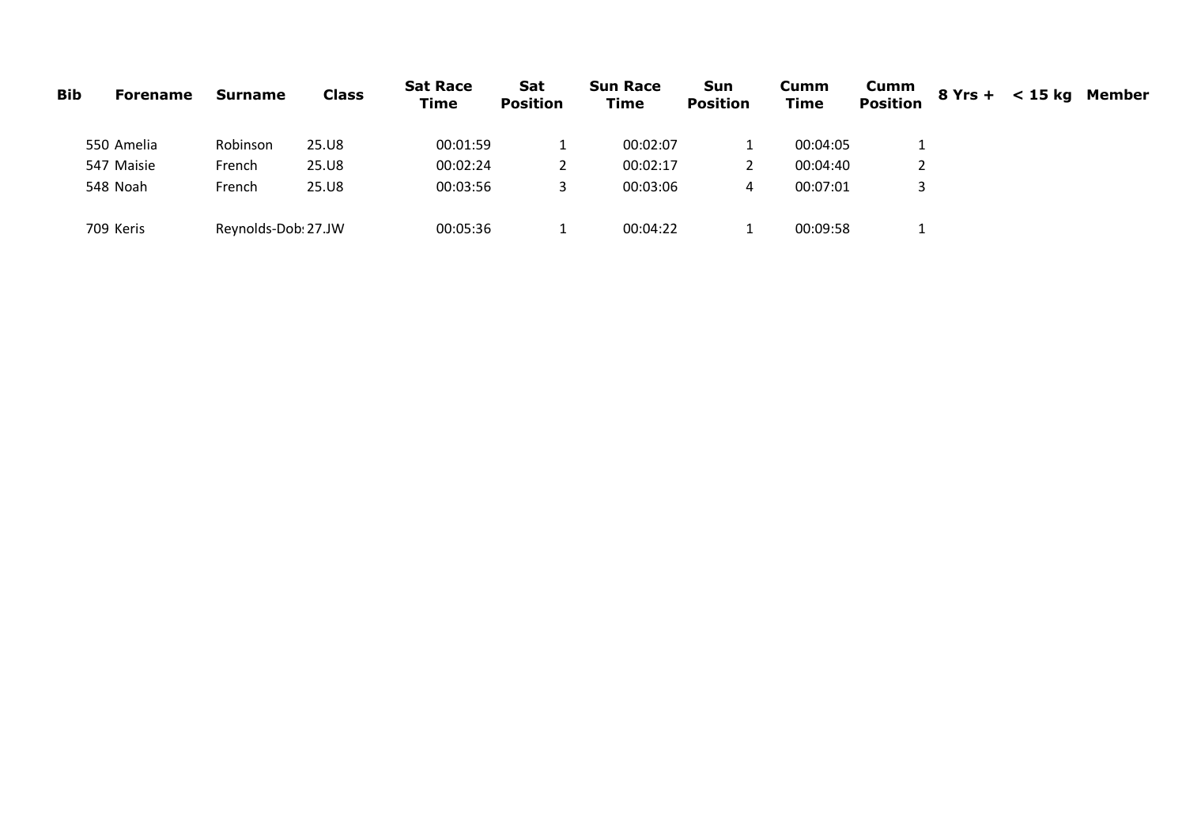| Bib | Forename | Surname | Class | Sat Race Time | Sat Position | Sun Race Time | Sun Position | Cumm Time | Cumm Position | 8 Yrs + | < 15 kg | Member |
|---|---|---|---|---|---|---|---|---|---|---|---|---|
| 550 | Amelia | Robinson | 25.U8 | 00:01:59 | 1 | 00:02:07 | 1 | 00:04:05 | 1 | | | |
| 547 | Maisie | French | 25.U8 | 00:02:24 | 2 | 00:02:17 | 2 | 00:04:40 | 2 | | | |
| 548 | Noah | French | 25.U8 | 00:03:56 | 3 | 00:03:06 | 4 | 00:07:01 | 3 | | | |
| 709 | Keris | Reynolds-Dob | 27.JW | 00:05:36 | 1 | 00:04:22 | 1 | 00:09:58 | 1 | | | |